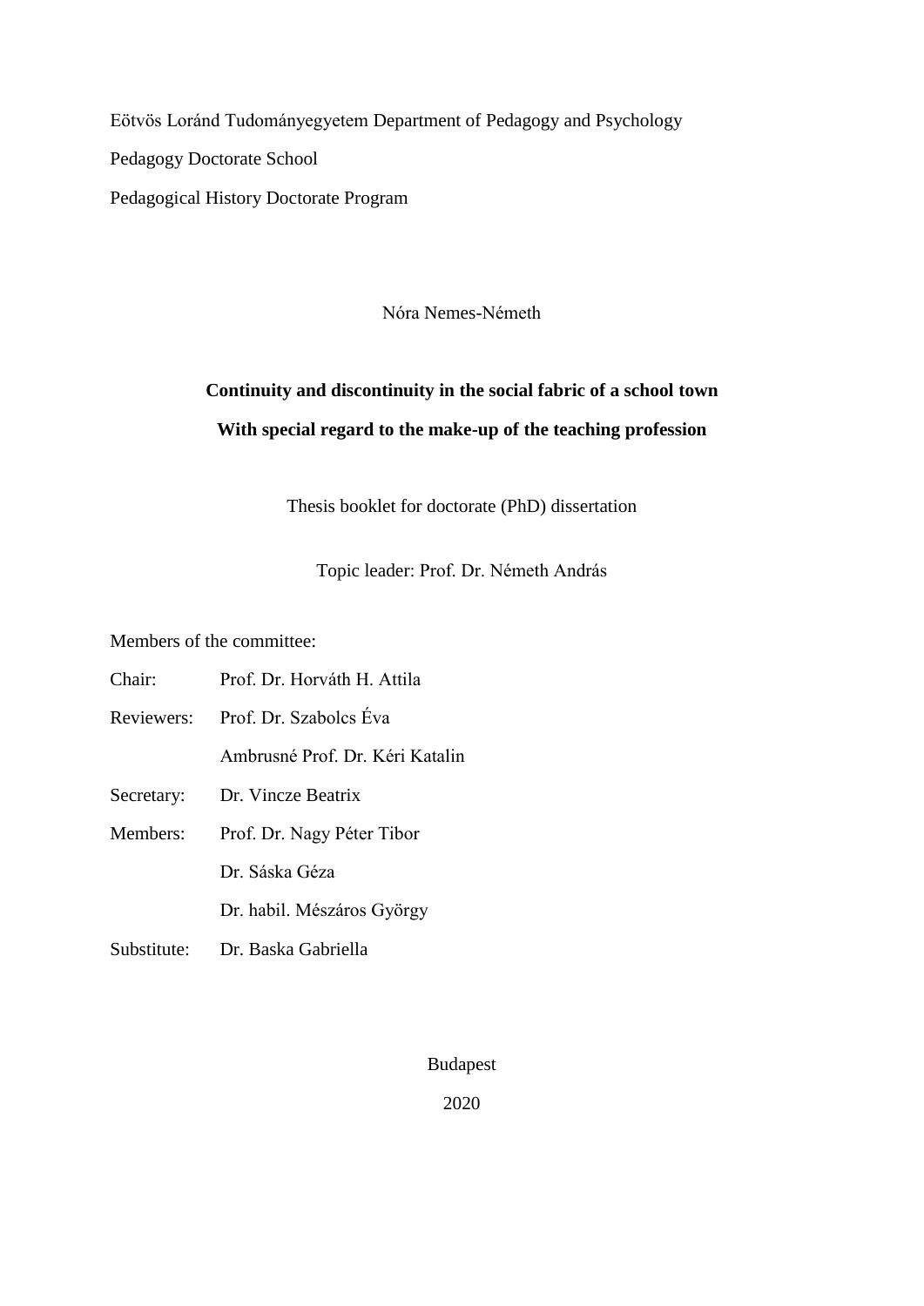Eötvös Loránd Tudományegyetem Department of Pedagogy and Psychology

Pedagogy Doctorate School

Pedagogical History Doctorate Program

Nóra Nemes-Németh

**Continuity and discontinuity in the social fabric of a school town**

**With special regard to the make-up of the teaching profession**

Thesis booklet for doctorate (PhD) dissertation

Topic leader: Prof. Dr. Németh András

Members of the committee:

Chair: Prof. Dr. Horváth H. Attila

Reviewers: Prof. Dr. Szabolcs Éva

Ambrusné Prof. Dr. Kéri Katalin

Secretary: Dr. Vincze Beatrix

Members: Prof. Dr. Nagy Péter Tibor

Dr. Sáska Géza

Dr. habil. Mészáros György

Substitute: Dr. Baska Gabriella

Budapest

2020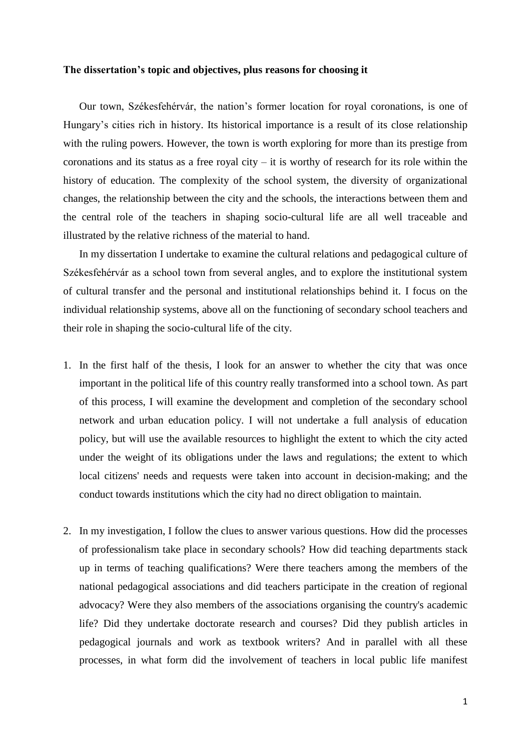**The dissertation's topic and objectives, plus reasons for choosing it**

Our town, Székesfehérvár, the nation's former location for royal coronations, is one of Hungary's cities rich in history. Its historical importance is a result of its close relationship with the ruling powers. However, the town is worth exploring for more than its prestige from coronations and its status as a free royal city – it is worthy of research for its role within the history of education. The complexity of the school system, the diversity of organizational changes, the relationship between the city and the schools, the interactions between them and the central role of the teachers in shaping socio-cultural life are all well traceable and illustrated by the relative richness of the material to hand.

In my dissertation I undertake to examine the cultural relations and pedagogical culture of Székesfehérvár as a school town from several angles, and to explore the institutional system of cultural transfer and the personal and institutional relationships behind it. I focus on the individual relationship systems, above all on the functioning of secondary school teachers and their role in shaping the socio-cultural life of the city.

1. In the first half of the thesis, I look for an answer to whether the city that was once important in the political life of this country really transformed into a school town. As part of this process, I will examine the development and completion of the secondary school network and urban education policy. I will not undertake a full analysis of education policy, but will use the available resources to highlight the extent to which the city acted under the weight of its obligations under the laws and regulations; the extent to which local citizens' needs and requests were taken into account in decision-making; and the conduct towards institutions which the city had no direct obligation to maintain.

2. In my investigation, I follow the clues to answer various questions. How did the processes of professionalism take place in secondary schools? How did teaching departments stack up in terms of teaching qualifications? Were there teachers among the members of the national pedagogical associations and did teachers participate in the creation of regional advocacy? Were they also members of the associations organising the country's academic life? Did they undertake doctorate research and courses? Did they publish articles in pedagogical journals and work as textbook writers? And in parallel with all these processes, in what form did the involvement of teachers in local public life manifest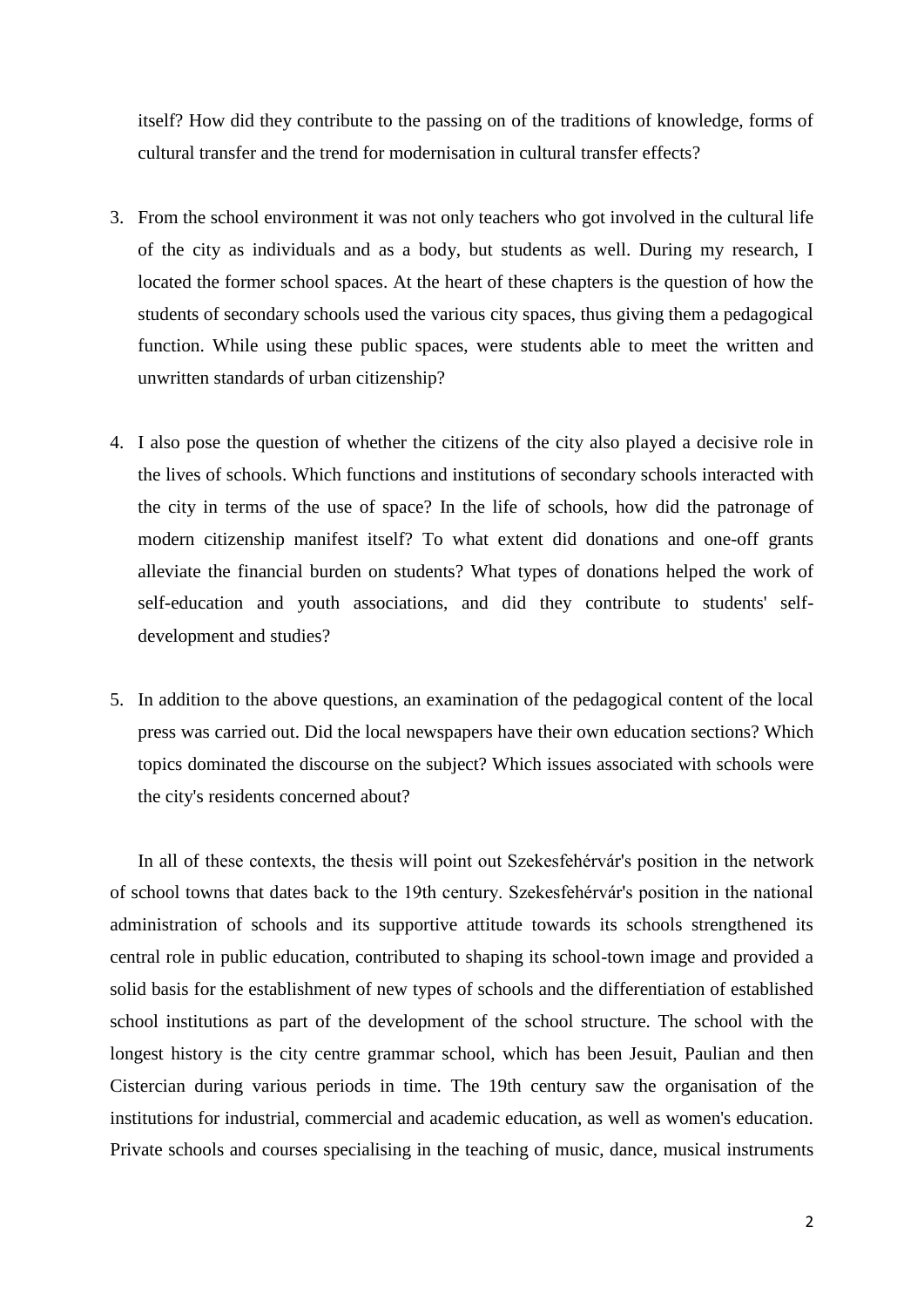itself? How did they contribute to the passing on of the traditions of knowledge, forms of cultural transfer and the trend for modernisation in cultural transfer effects?

3. From the school environment it was not only teachers who got involved in the cultural life of the city as individuals and as a body, but students as well. During my research, I located the former school spaces. At the heart of these chapters is the question of how the students of secondary schools used the various city spaces, thus giving them a pedagogical function. While using these public spaces, were students able to meet the written and unwritten standards of urban citizenship?

4. I also pose the question of whether the citizens of the city also played a decisive role in the lives of schools. Which functions and institutions of secondary schools interacted with the city in terms of the use of space? In the life of schools, how did the patronage of modern citizenship manifest itself? To what extent did donations and one-off grants alleviate the financial burden on students? What types of donations helped the work of self-education and youth associations, and did they contribute to students' self-development and studies?

5. In addition to the above questions, an examination of the pedagogical content of the local press was carried out. Did the local newspapers have their own education sections? Which topics dominated the discourse on the subject? Which issues associated with schools were the city's residents concerned about?

In all of these contexts, the thesis will point out Szekesfehérvár's position in the network of school towns that dates back to the 19th century. Szekesfehérvár's position in the national administration of schools and its supportive attitude towards its schools strengthened its central role in public education, contributed to shaping its school-town image and provided a solid basis for the establishment of new types of schools and the differentiation of established school institutions as part of the development of the school structure. The school with the longest history is the city centre grammar school, which has been Jesuit, Paulian and then Cistercian during various periods in time. The 19th century saw the organisation of the institutions for industrial, commercial and academic education, as well as women's education. Private schools and courses specialising in the teaching of music, dance, musical instruments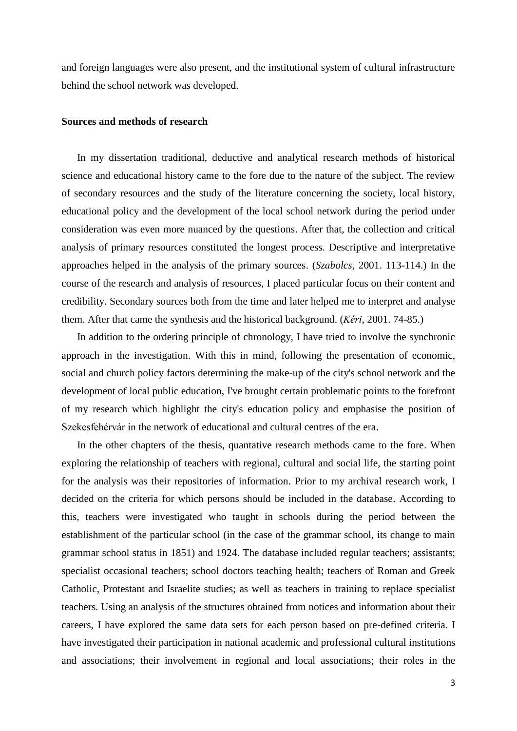and foreign languages were also present, and the institutional system of cultural infrastructure behind the school network was developed.

**Sources and methods of research**

In my dissertation traditional, deductive and analytical research methods of historical science and educational history came to the fore due to the nature of the subject. The review of secondary resources and the study of the literature concerning the society, local history, educational policy and the development of the local school network during the period under consideration was even more nuanced by the questions. After that, the collection and critical analysis of primary resources constituted the longest process. Descriptive and interpretative approaches helped in the analysis of the primary sources. (*Szabolcs*, 2001. 113-114.) In the course of the research and analysis of resources, I placed particular focus on their content and credibility. Secondary sources both from the time and later helped me to interpret and analyse them. After that came the synthesis and the historical background. (*Kéri*, 2001. 74-85.)

In addition to the ordering principle of chronology, I have tried to involve the synchronic approach in the investigation. With this in mind, following the presentation of economic, social and church policy factors determining the make-up of the city's school network and the development of local public education, I've brought certain problematic points to the forefront of my research which highlight the city's education policy and emphasise the position of Szekesfehérvár in the network of educational and cultural centres of the era.

In the other chapters of the thesis, quantative research methods came to the fore. When exploring the relationship of teachers with regional, cultural and social life, the starting point for the analysis was their repositories of information. Prior to my archival research work, I decided on the criteria for which persons should be included in the database. According to this, teachers were investigated who taught in schools during the period between the establishment of the particular school (in the case of the grammar school, its change to main grammar school status in 1851) and 1924. The database included regular teachers; assistants; specialist occasional teachers; school doctors teaching health; teachers of Roman and Greek Catholic, Protestant and Israelite studies; as well as teachers in training to replace specialist teachers. Using an analysis of the structures obtained from notices and information about their careers, I have explored the same data sets for each person based on pre-defined criteria. I have investigated their participation in national academic and professional cultural institutions and associations; their involvement in regional and local associations; their roles in the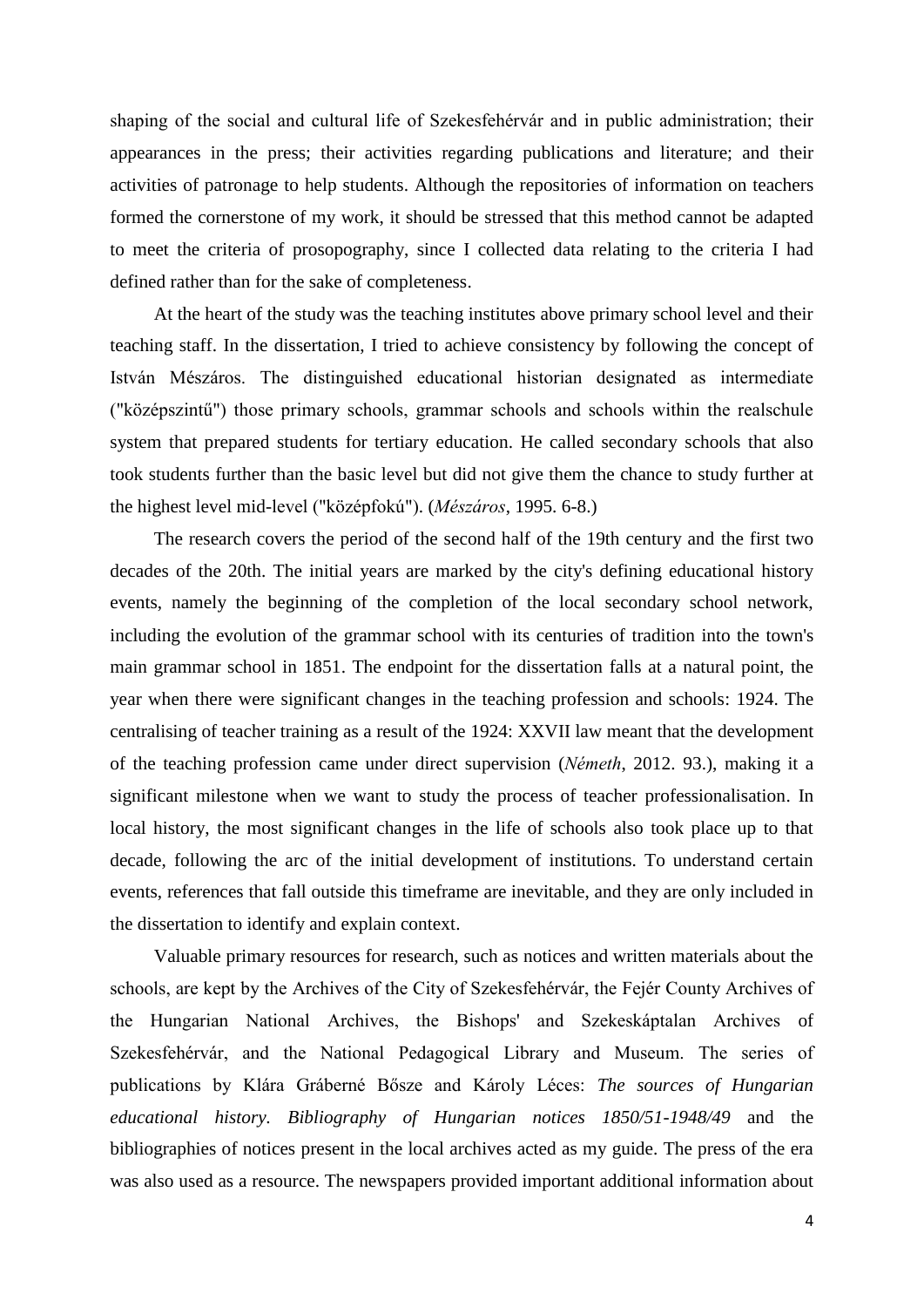shaping of the social and cultural life of Szekesfehérvár and in public administration; their appearances in the press; their activities regarding publications and literature; and their activities of patronage to help students. Although the repositories of information on teachers formed the cornerstone of my work, it should be stressed that this method cannot be adapted to meet the criteria of prosopography, since I collected data relating to the criteria I had defined rather than for the sake of completeness.

At the heart of the study was the teaching institutes above primary school level and their teaching staff. In the dissertation, I tried to achieve consistency by following the concept of István Mészáros. The distinguished educational historian designated as intermediate ("középszintű") those primary schools, grammar schools and schools within the realschule system that prepared students for tertiary education. He called secondary schools that also took students further than the basic level but did not give them the chance to study further at the highest level mid-level ("középfokú"). (*Mészáros*, 1995. 6-8.)

The research covers the period of the second half of the 19th century and the first two decades of the 20th. The initial years are marked by the city's defining educational history events, namely the beginning of the completion of the local secondary school network, including the evolution of the grammar school with its centuries of tradition into the town's main grammar school in 1851. The endpoint for the dissertation falls at a natural point, the year when there were significant changes in the teaching profession and schools: 1924. The centralising of teacher training as a result of the 1924: XXVII law meant that the development of the teaching profession came under direct supervision (*Németh*, 2012. 93.), making it a significant milestone when we want to study the process of teacher professionalisation. In local history, the most significant changes in the life of schools also took place up to that decade, following the arc of the initial development of institutions. To understand certain events, references that fall outside this timeframe are inevitable, and they are only included in the dissertation to identify and explain context.

Valuable primary resources for research, such as notices and written materials about the schools, are kept by the Archives of the City of Szekesfehérvár, the Fejér County Archives of the Hungarian National Archives, the Bishops' and Szekeskáptalan Archives of Szekesfehérvár, and the National Pedagogical Library and Museum. The series of publications by Klára Gráberné Bősze and Károly Léces: *The sources of Hungarian educational history. Bibliography of Hungarian notices 1850/51-1948/49* and the bibliographies of notices present in the local archives acted as my guide. The press of the era was also used as a resource. The newspapers provided important additional information about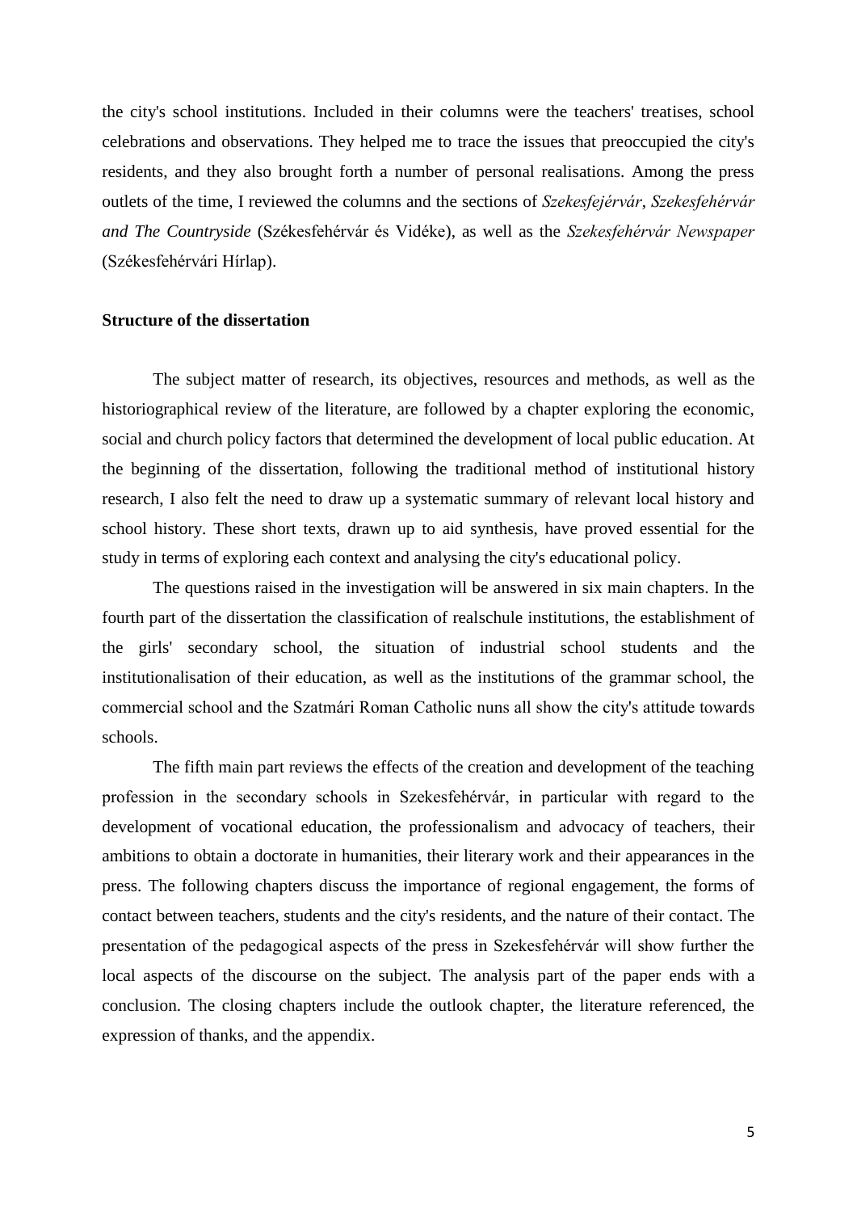the city's school institutions. Included in their columns were the teachers' treatises, school celebrations and observations. They helped me to trace the issues that preoccupied the city's residents, and they also brought forth a number of personal realisations. Among the press outlets of the time, I reviewed the columns and the sections of *Szekesfejérvár*, *Szekesfehérvár and The Countryside* (Székesfehérvár és Vidéke), as well as the *Szekesfehérvár Newspaper* (Székesfehérvári Hírlap).

**Structure of the dissertation**

The subject matter of research, its objectives, resources and methods, as well as the historiographical review of the literature, are followed by a chapter exploring the economic, social and church policy factors that determined the development of local public education. At the beginning of the dissertation, following the traditional method of institutional history research, I also felt the need to draw up a systematic summary of relevant local history and school history. These short texts, drawn up to aid synthesis, have proved essential for the study in terms of exploring each context and analysing the city's educational policy.

The questions raised in the investigation will be answered in six main chapters. In the fourth part of the dissertation the classification of realschule institutions, the establishment of the girls' secondary school, the situation of industrial school students and the institutionalisation of their education, as well as the institutions of the grammar school, the commercial school and the Szatmári Roman Catholic nuns all show the city's attitude towards schools.

The fifth main part reviews the effects of the creation and development of the teaching profession in the secondary schools in Szekesfehérvár, in particular with regard to the development of vocational education, the professionalism and advocacy of teachers, their ambitions to obtain a doctorate in humanities, their literary work and their appearances in the press. The following chapters discuss the importance of regional engagement, the forms of contact between teachers, students and the city's residents, and the nature of their contact. The presentation of the pedagogical aspects of the press in Szekesfehérvár will show further the local aspects of the discourse on the subject. The analysis part of the paper ends with a conclusion. The closing chapters include the outlook chapter, the literature referenced, the expression of thanks, and the appendix.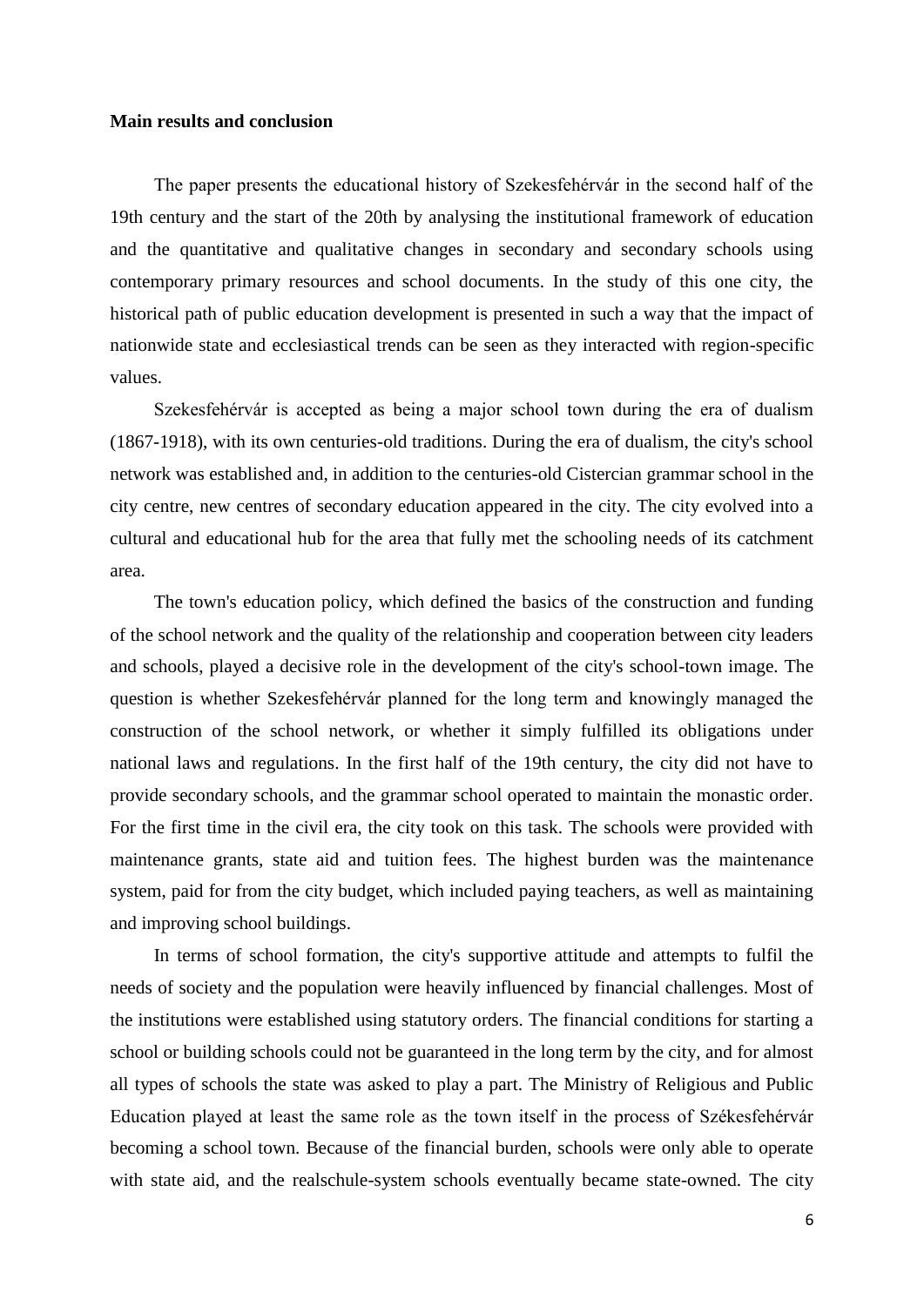**Main results and conclusion**

The paper presents the educational history of Szekesfehérvár in the second half of the 19th century and the start of the 20th by analysing the institutional framework of education and the quantitative and qualitative changes in secondary and secondary schools using contemporary primary resources and school documents. In the study of this one city, the historical path of public education development is presented in such a way that the impact of nationwide state and ecclesiastical trends can be seen as they interacted with region-specific values.

Szekesfehérvár is accepted as being a major school town during the era of dualism (1867-1918), with its own centuries-old traditions. During the era of dualism, the city's school network was established and, in addition to the centuries-old Cistercian grammar school in the city centre, new centres of secondary education appeared in the city. The city evolved into a cultural and educational hub for the area that fully met the schooling needs of its catchment area.

The town's education policy, which defined the basics of the construction and funding of the school network and the quality of the relationship and cooperation between city leaders and schools, played a decisive role in the development of the city's school-town image. The question is whether Szekesfehérvár planned for the long term and knowingly managed the construction of the school network, or whether it simply fulfilled its obligations under national laws and regulations. In the first half of the 19th century, the city did not have to provide secondary schools, and the grammar school operated to maintain the monastic order. For the first time in the civil era, the city took on this task. The schools were provided with maintenance grants, state aid and tuition fees. The highest burden was the maintenance system, paid for from the city budget, which included paying teachers, as well as maintaining and improving school buildings.

In terms of school formation, the city's supportive attitude and attempts to fulfil the needs of society and the population were heavily influenced by financial challenges. Most of the institutions were established using statutory orders. The financial conditions for starting a school or building schools could not be guaranteed in the long term by the city, and for almost all types of schools the state was asked to play a part. The Ministry of Religious and Public Education played at least the same role as the town itself in the process of Székesfehérvár becoming a school town. Because of the financial burden, schools were only able to operate with state aid, and the realschule-system schools eventually became state-owned. The city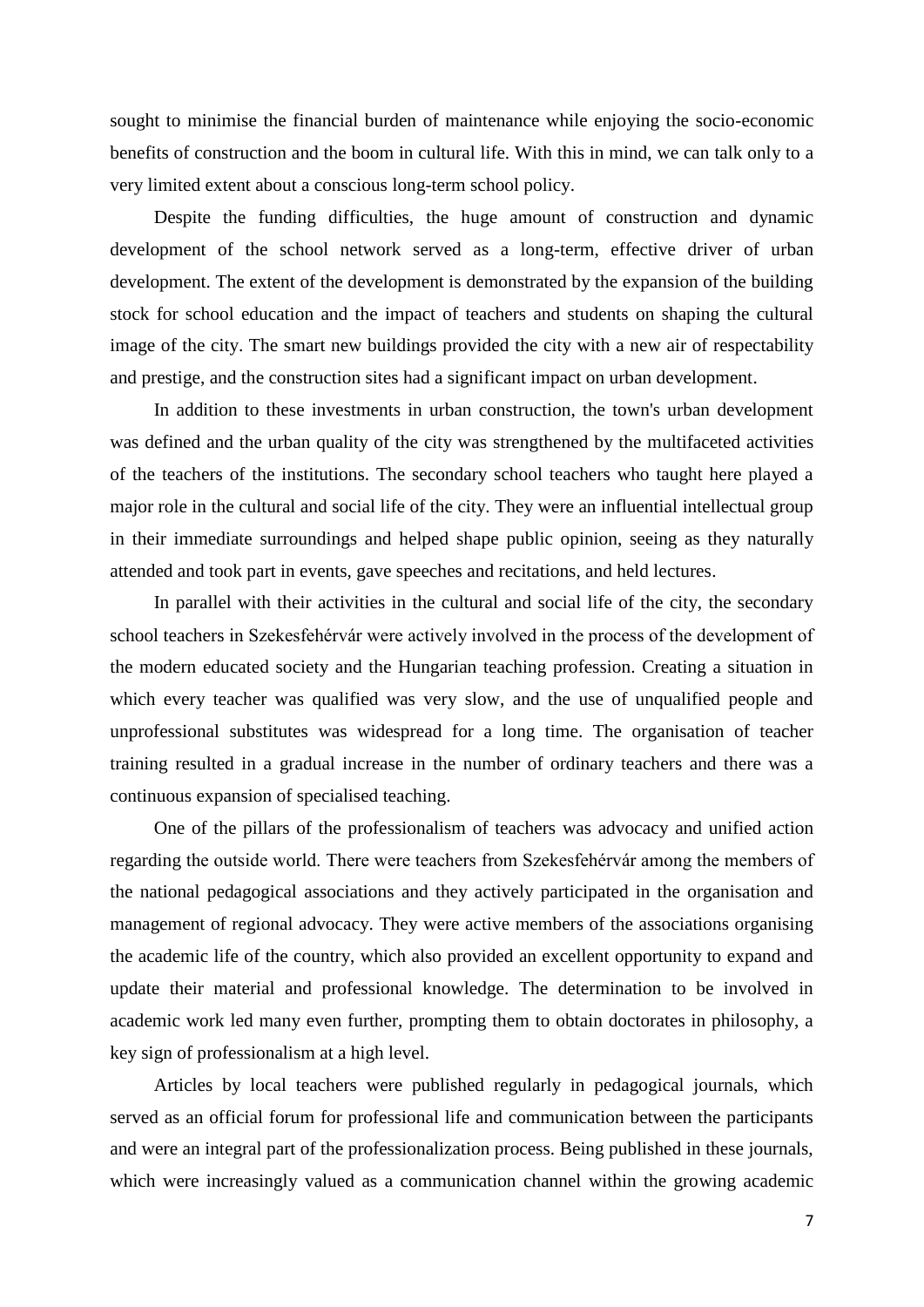sought to minimise the financial burden of maintenance while enjoying the socio-economic benefits of construction and the boom in cultural life. With this in mind, we can talk only to a very limited extent about a conscious long-term school policy.

Despite the funding difficulties, the huge amount of construction and dynamic development of the school network served as a long-term, effective driver of urban development. The extent of the development is demonstrated by the expansion of the building stock for school education and the impact of teachers and students on shaping the cultural image of the city. The smart new buildings provided the city with a new air of respectability and prestige, and the construction sites had a significant impact on urban development.

In addition to these investments in urban construction, the town's urban development was defined and the urban quality of the city was strengthened by the multifaceted activities of the teachers of the institutions. The secondary school teachers who taught here played a major role in the cultural and social life of the city. They were an influential intellectual group in their immediate surroundings and helped shape public opinion, seeing as they naturally attended and took part in events, gave speeches and recitations, and held lectures.

In parallel with their activities in the cultural and social life of the city, the secondary school teachers in Szekesfehérvár were actively involved in the process of the development of the modern educated society and the Hungarian teaching profession. Creating a situation in which every teacher was qualified was very slow, and the use of unqualified people and unprofessional substitutes was widespread for a long time. The organisation of teacher training resulted in a gradual increase in the number of ordinary teachers and there was a continuous expansion of specialised teaching.

One of the pillars of the professionalism of teachers was advocacy and unified action regarding the outside world. There were teachers from Szekesfehérvár among the members of the national pedagogical associations and they actively participated in the organisation and management of regional advocacy. They were active members of the associations organising the academic life of the country, which also provided an excellent opportunity to expand and update their material and professional knowledge. The determination to be involved in academic work led many even further, prompting them to obtain doctorates in philosophy, a key sign of professionalism at a high level.

Articles by local teachers were published regularly in pedagogical journals, which served as an official forum for professional life and communication between the participants and were an integral part of the professionalization process. Being published in these journals, which were increasingly valued as a communication channel within the growing academic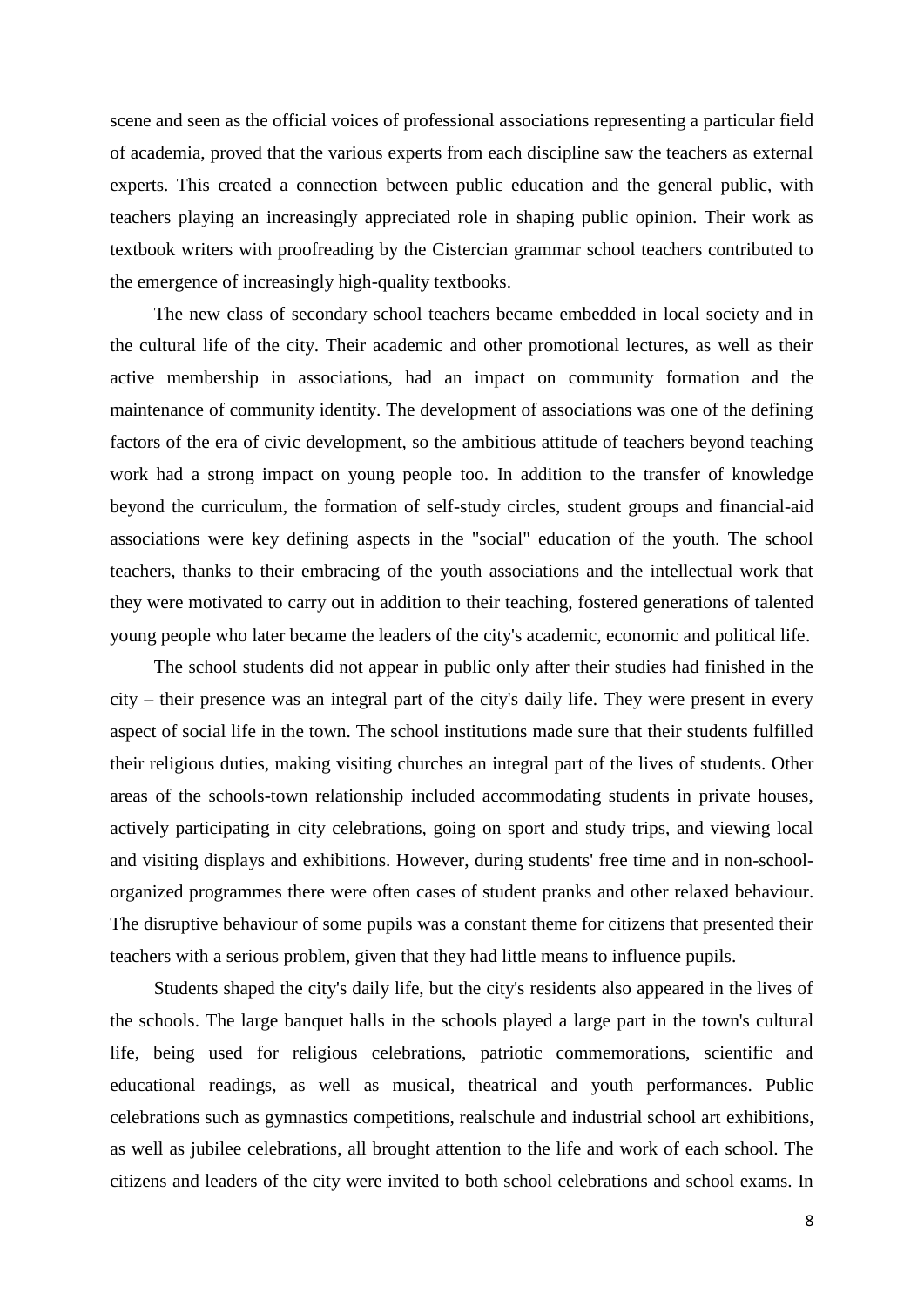scene and seen as the official voices of professional associations representing a particular field of academia, proved that the various experts from each discipline saw the teachers as external experts. This created a connection between public education and the general public, with teachers playing an increasingly appreciated role in shaping public opinion. Their work as textbook writers with proofreading by the Cistercian grammar school teachers contributed to the emergence of increasingly high-quality textbooks.

The new class of secondary school teachers became embedded in local society and in the cultural life of the city. Their academic and other promotional lectures, as well as their active membership in associations, had an impact on community formation and the maintenance of community identity. The development of associations was one of the defining factors of the era of civic development, so the ambitious attitude of teachers beyond teaching work had a strong impact on young people too. In addition to the transfer of knowledge beyond the curriculum, the formation of self-study circles, student groups and financial-aid associations were key defining aspects in the "social" education of the youth. The school teachers, thanks to their embracing of the youth associations and the intellectual work that they were motivated to carry out in addition to their teaching, fostered generations of talented young people who later became the leaders of the city's academic, economic and political life.

The school students did not appear in public only after their studies had finished in the city – their presence was an integral part of the city's daily life. They were present in every aspect of social life in the town. The school institutions made sure that their students fulfilled their religious duties, making visiting churches an integral part of the lives of students. Other areas of the schools-town relationship included accommodating students in private houses, actively participating in city celebrations, going on sport and study trips, and viewing local and visiting displays and exhibitions. However, during students' free time and in non-school-organized programmes there were often cases of student pranks and other relaxed behaviour. The disruptive behaviour of some pupils was a constant theme for citizens that presented their teachers with a serious problem, given that they had little means to influence pupils.

Students shaped the city's daily life, but the city's residents also appeared in the lives of the schools. The large banquet halls in the schools played a large part in the town's cultural life, being used for religious celebrations, patriotic commemorations, scientific and educational readings, as well as musical, theatrical and youth performances. Public celebrations such as gymnastics competitions, realschule and industrial school art exhibitions, as well as jubilee celebrations, all brought attention to the life and work of each school. The citizens and leaders of the city were invited to both school celebrations and school exams. In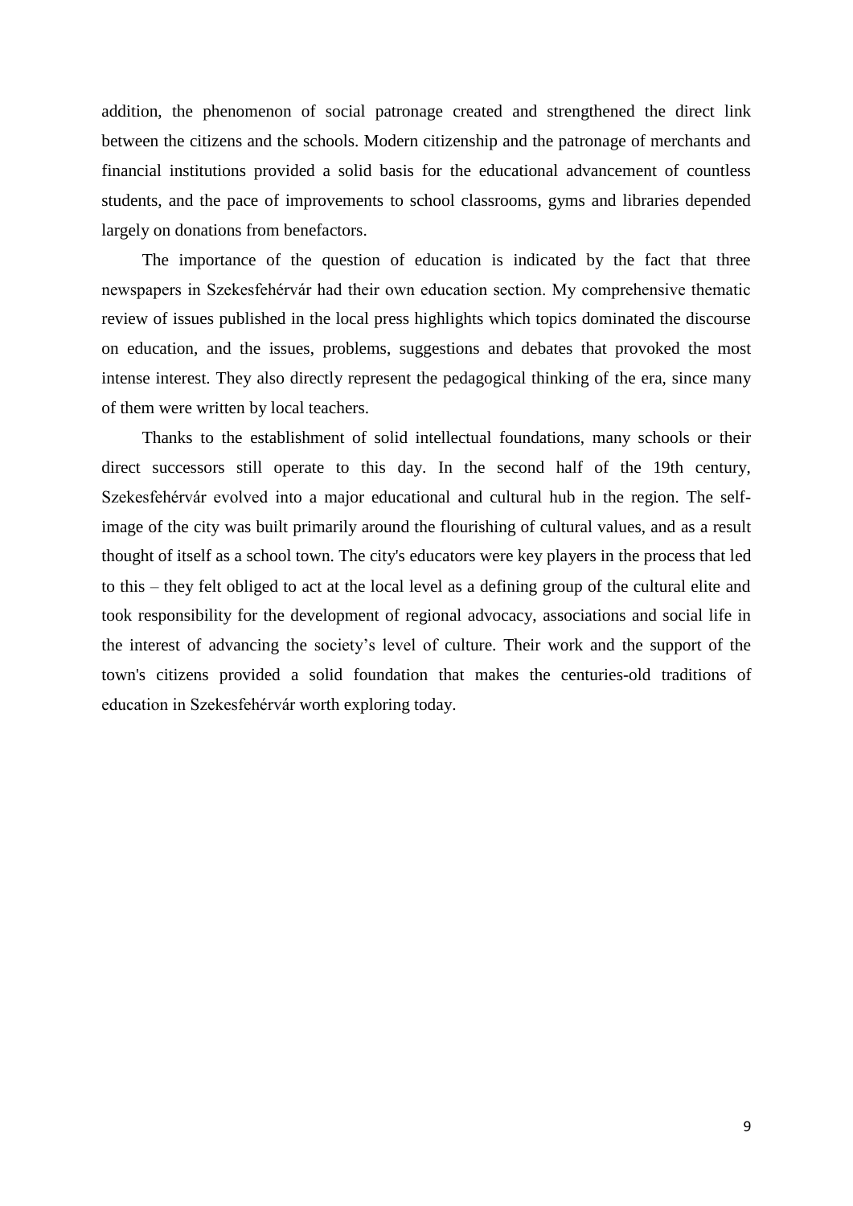addition, the phenomenon of social patronage created and strengthened the direct link between the citizens and the schools. Modern citizenship and the patronage of merchants and financial institutions provided a solid basis for the educational advancement of countless students, and the pace of improvements to school classrooms, gyms and libraries depended largely on donations from benefactors.

The importance of the question of education is indicated by the fact that three newspapers in Szekesfehérvár had their own education section. My comprehensive thematic review of issues published in the local press highlights which topics dominated the discourse on education, and the issues, problems, suggestions and debates that provoked the most intense interest. They also directly represent the pedagogical thinking of the era, since many of them were written by local teachers.

Thanks to the establishment of solid intellectual foundations, many schools or their direct successors still operate to this day. In the second half of the 19th century, Szekesfehérvár evolved into a major educational and cultural hub in the region. The self-image of the city was built primarily around the flourishing of cultural values, and as a result thought of itself as a school town. The city's educators were key players in the process that led to this – they felt obliged to act at the local level as a defining group of the cultural elite and took responsibility for the development of regional advocacy, associations and social life in the interest of advancing the society's level of culture. Their work and the support of the town's citizens provided a solid foundation that makes the centuries-old traditions of education in Szekesfehérvár worth exploring today.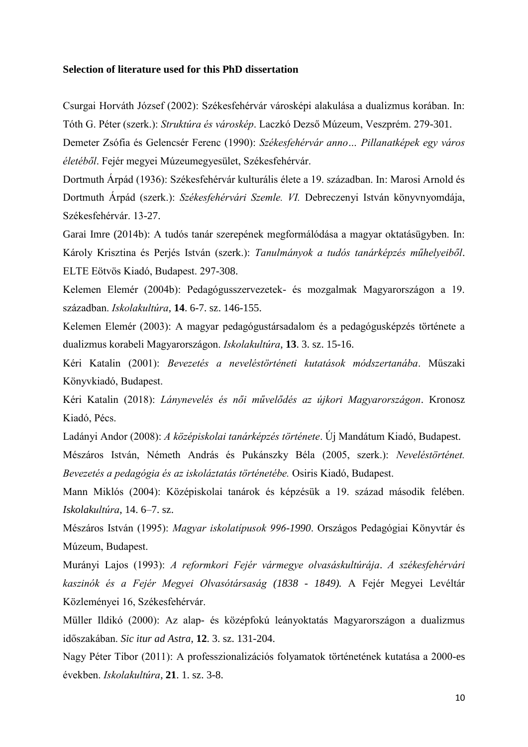**Selection of literature used for this PhD dissertation**

Csurgai Horváth József (2002): Székesfehérvár városképi alakulása a dualizmus korában. In: Tóth G. Péter (szerk.): *Struktúra és városkép*. Laczkó Dezső Múzeum, Veszprém. 279-301.

Demeter Zsófia és Gelencsér Ferenc (1990): *Székesfehérvár anno… Pillanatképek egy város életéből*. Fejér megyei Múzeumegyesület, Székesfehérvár.

Dortmuth Árpád (1936): Székesfehérvár kulturális élete a 19. században. In: Marosi Arnold és Dortmuth Árpád (szerk.): *Székesfehérvári Szemle. VI.* Debreczenyi István könyvnyomdája, Székesfehérvár. 13-27.

Garai Imre (2014b): A tudós tanár szerepének megformálódása a magyar oktatásügyben. In: Károly Krisztina és Perjés István (szerk.): *Tanulmányok a tudós tanárképzés műhelyeiből*. ELTE Eötvös Kiadó, Budapest. 297-308.

Kelemen Elemér (2004b): Pedagógusszervezetek- és mozgalmak Magyarországon a 19. században. *Iskolakultúra*, **14**. 6-7. sz. 146-155.

Kelemen Elemér (2003): A magyar pedagógustársadalom és a pedagógusképzés története a dualizmus korabeli Magyarországon. *Iskolakultúra*, **13**. 3. sz. 15-16.

Kéri Katalin (2001): *Bevezetés a neveléstörténeti kutatások módszertanába*. Műszaki Könyvkiadó, Budapest.

Kéri Katalin (2018): *Lánynevelés és női művelődés az újkori Magyarországon*. Kronosz Kiadó, Pécs.

Ladányi Andor (2008): *A középiskolai tanárképzés története*. Új Mandátum Kiadó, Budapest.

Mészáros István, Németh András és Pukánszky Béla (2005, szerk.): *Neveléstörténet. Bevezetés a pedagógia és az iskoláztatás történetébe.* Osiris Kiadó, Budapest.

Mann Miklós (2004): Középiskolai tanárok és képzésük a 19. század második felében. *Iskolakultúra*, 14. 6–7. sz.

Mészáros István (1995): *Magyar iskolatípusok 996-1990*. Országos Pedagógiai Könyvtár és Múzeum, Budapest.

Murányi Lajos (1993): *A reformkori Fejér vármegye olvasáskultúrája. A székesfehérvári kaszinók és a Fejér Megyei Olvasótársaság (1838 - 1849).* A Fejér Megyei Levéltár Közleményei 16, Székesfehérvár.

Müller Ildikó (2000): Az alap- és középfokú leányoktatás Magyarországon a dualizmus időszakában. *Sic itur ad Astra*, **12**. 3. sz. 131-204.

Nagy Péter Tibor (2011): A professzionalizációs folyamatok történetének kutatása a 2000-es években. *Iskolakultúra*, **21**. 1. sz. 3-8.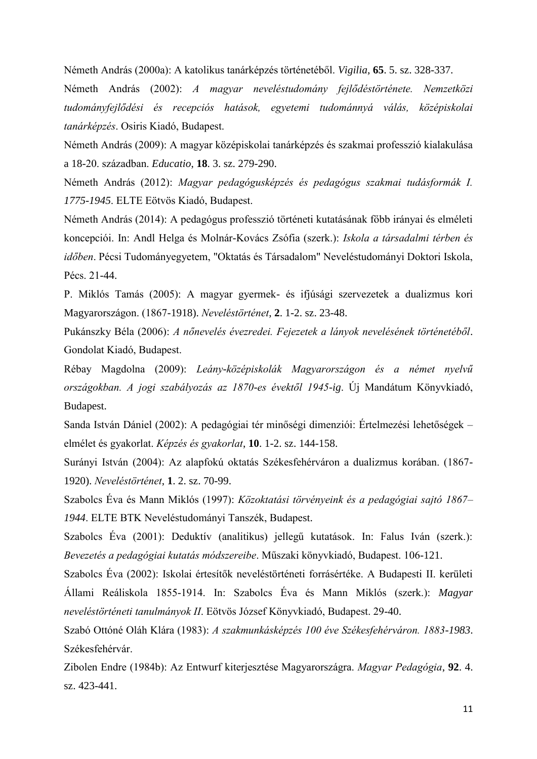Németh András (2000a): A katolikus tanárképzés történetéből. *Vigilia*, **65**. 5. sz. 328-337.

Németh András (2002): *A magyar neveléstudomány fejlődéstörténete. Nemzetközi tudományfejlődési és recepciós hatások, egyetemi tudománnyá válás, középiskolai tanárképzés*. Osiris Kiadó, Budapest.

Németh András (2009): A magyar középiskolai tanárképzés és szakmai professzió kialakulása a 18-20. században. *Educatio*, **18**. 3. sz. 279-290.

Németh András (2012): *Magyar pedagógusképzés és pedagógus szakmai tudásformák I. 1775-1945*. ELTE Eötvös Kiadó, Budapest.

Németh András (2014): A pedagógus professzió történeti kutatásának főbb irányai és elméleti koncepciói. In: Andl Helga és Molnár-Kovács Zsófia (szerk.): *Iskola a társadalmi térben és időben*. Pécsi Tudományegyetem, "Oktatás és Társadalom" Neveléstudományi Doktori Iskola, Pécs. 21-44.

P. Miklós Tamás (2005): A magyar gyermek- és ifjúsági szervezetek a dualizmus kori Magyarországon. (1867-1918). *Neveléstörténet*, **2**. 1-2. sz. 23-48.

Pukánszky Béla (2006): *A nőnevelés évezredei. Fejezetek a lányok nevelésének történetéből*. Gondolat Kiadó, Budapest.

Rébay Magdolna (2009): *Leány-középiskolák Magyarországon és a német nyelvű országokban. A jogi szabályozás az 1870-es évektől 1945-ig*. Új Mandátum Könyvkiadó, Budapest.

Sanda István Dániel (2002): A pedagógiai tér minőségi dimenziói: Értelmezési lehetőségek – elmélet és gyakorlat. *Képzés és gyakorlat*, **10**. 1-2. sz. 144-158.

Surányi István (2004): Az alapfokú oktatás Székesfehérváron a dualizmus korában. (1867-1920). *Neveléstörténet*, **1**. 2. sz. 70-99.

Szabolcs Éva és Mann Miklós (1997): *Közoktatási törvényeink és a pedagógiai sajtó 1867–1944*. ELTE BTK Neveléstudományi Tanszék, Budapest.

Szabolcs Éva (2001): Deduktív (analitikus) jellegű kutatások. In: Falus Iván (szerk.): *Bevezetés a pedagógiai kutatás módszereibe*. Műszaki könyvkiadó, Budapest. 106-121.

Szabolcs Éva (2002): Iskolai értesítők neveléstörténeti forrásértéke. A Budapesti II. kerületi Állami Reáliskola 1855-1914. In: Szabolcs Éva és Mann Miklós (szerk.): *Magyar neveléstörténeti tanulmányok II*. Eötvös József Könyvkiadó, Budapest. 29-40.

Szabó Ottóné Oláh Klára (1983): *A szakmunkásképzés 100 éve Székesfehérváron. 1883-1983*. Székesfehérvár.

Zibolen Endre (1984b): Az Entwurf kiterjesztése Magyarországra. *Magyar Pedagógia*, **92**. 4. sz. 423-441.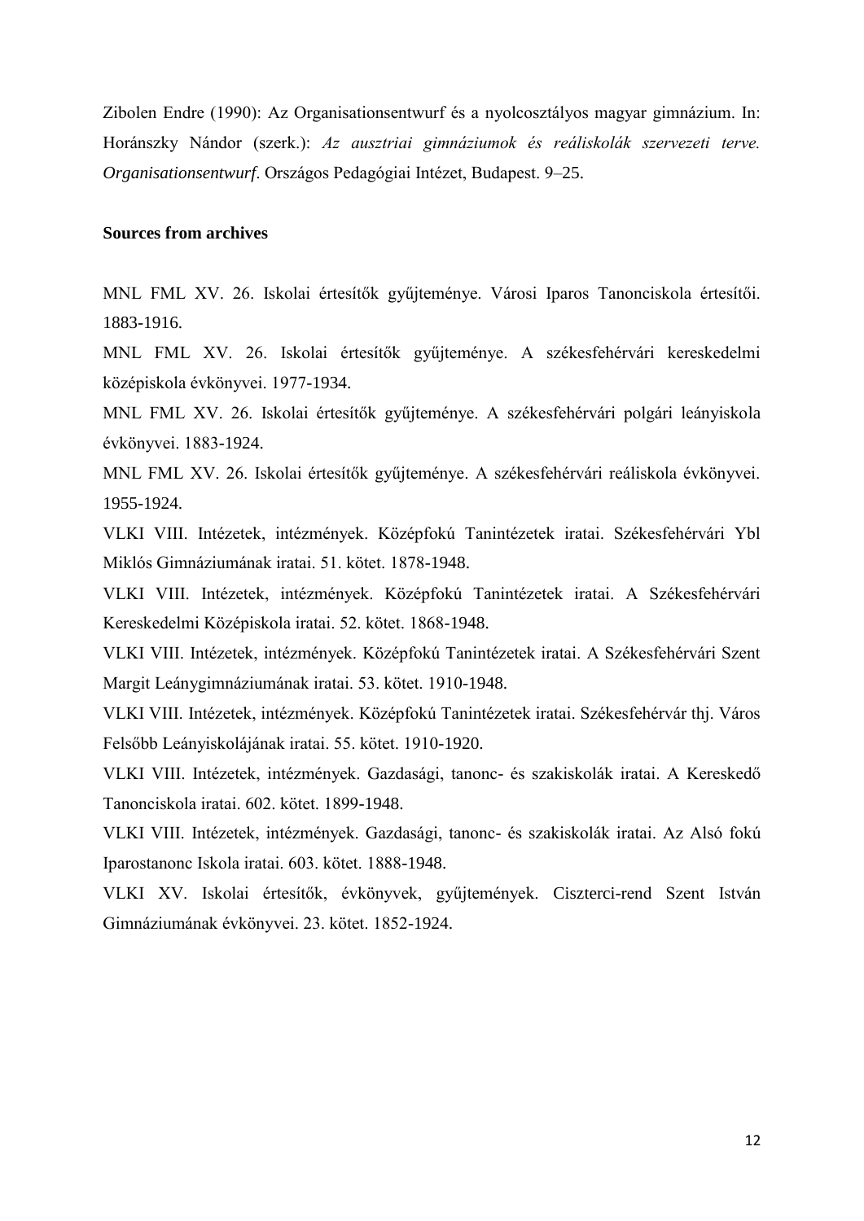Zibolen Endre (1990): Az Organisationsentwurf és a nyolcosztályos magyar gimnázium. In: Horánszky Nándor (szerk.): *Az ausztriai gimnáziumok és reáliskolák szervezeti terve. Organisationsentwurf*. Országos Pedagógiai Intézet, Budapest. 9–25.

**Sources from archives**

MNL FML XV. 26. Iskolai értesítők gyűjteménye. Városi Iparos Tanonciskola értesítői. 1883-1916.

MNL FML XV. 26. Iskolai értesítők gyűjteménye. A székesfehérvári kereskedelmi középiskola évkönyvei. 1977-1934.

MNL FML XV. 26. Iskolai értesítők gyűjteménye. A székesfehérvári polgári leányiskola évkönyvei. 1883-1924.

MNL FML XV. 26. Iskolai értesítők gyűjteménye. A székesfehérvári reáliskola évkönyvei. 1955-1924.

VLKI VIII. Intézetek, intézmények. Középfokú Tanintézetek iratai. Székesfehérvári Ybl Miklós Gimnáziumának iratai. 51. kötet. 1878-1948.

VLKI VIII. Intézetek, intézmények. Középfokú Tanintézetek iratai. A Székesfehérvári Kereskedelmi Középiskola iratai. 52. kötet. 1868-1948.

VLKI VIII. Intézetek, intézmények. Középfokú Tanintézetek iratai. A Székesfehérvári Szent Margit Leánygimnáziumának iratai. 53. kötet. 1910-1948.

VLKI VIII. Intézetek, intézmények. Középfokú Tanintézetek iratai. Székesfehérvár thj. Város Felsőbb Leányiskolájának iratai. 55. kötet. 1910-1920.

VLKI VIII. Intézetek, intézmények. Gazdasági, tanonc- és szakiskolák iratai. A Kereskedő Tanonciskola iratai. 602. kötet. 1899-1948.

VLKI VIII. Intézetek, intézmények. Gazdasági, tanonc- és szakiskolák iratai. Az Alsó fokú Iparostanonc Iskola iratai. 603. kötet. 1888-1948.

VLKI XV. Iskolai értesítők, évkönyvek, gyűjtemények. Ciszterci-rend Szent István Gimnáziumának évkönyvei. 23. kötet. 1852-1924.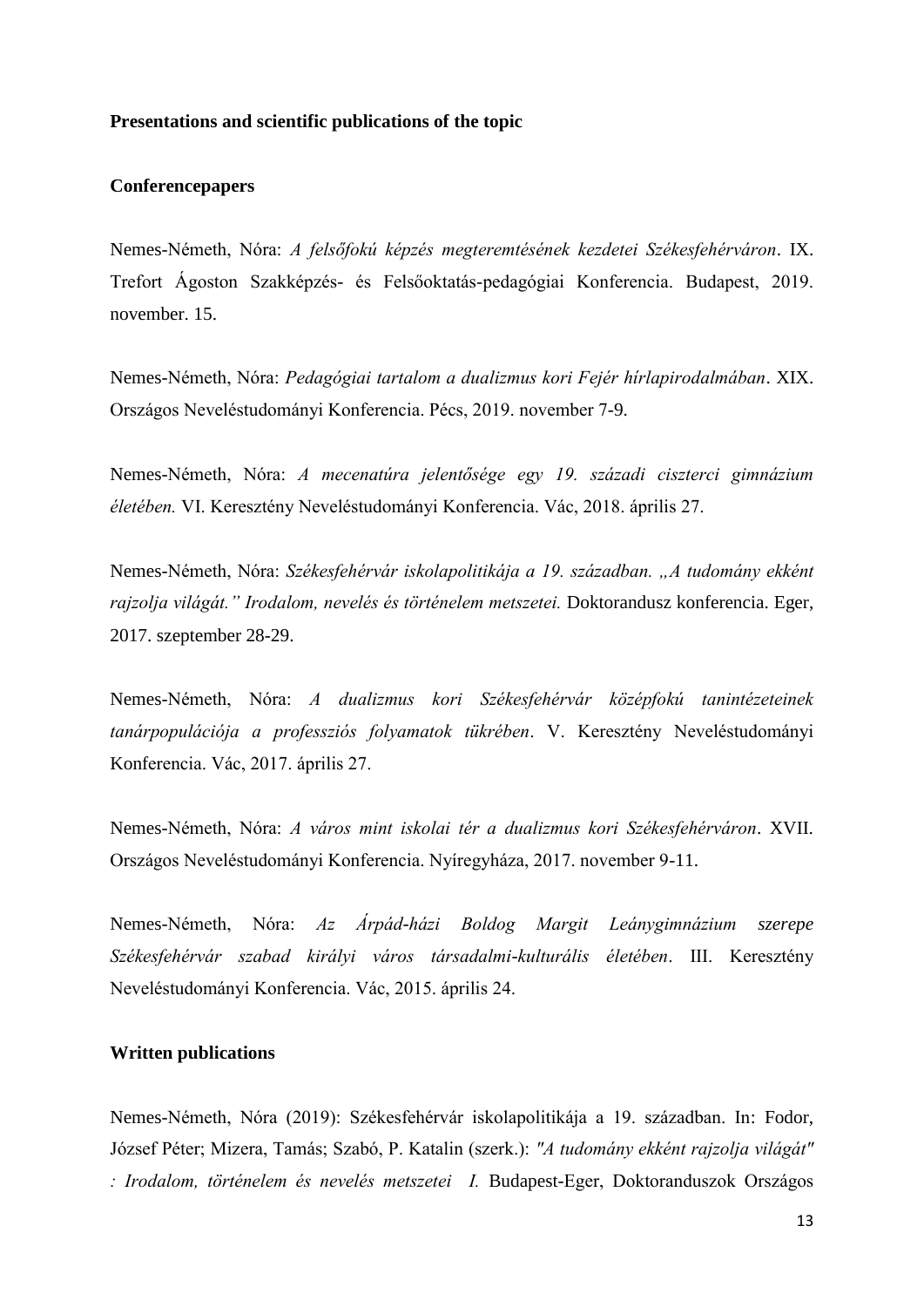**Presentations and scientific publications of the topic**

**Conferencepapers**

Nemes-Németh, Nóra: *A felsőfokú képzés megteremtésének kezdetei Székesfehérváron*. IX. Trefort Ágoston Szakképzés- és Felsőoktatás-pedagógiai Konferencia. Budapest, 2019. november. 15.

Nemes-Németh, Nóra: *Pedagógiai tartalom a dualizmus kori Fejér hírlapirodalmában*. XIX. Országos Neveléstudományi Konferencia. Pécs, 2019. november 7-9.

Nemes-Németh, Nóra: *A mecenatúra jelentősége egy 19. századi ciszterci gimnázium életében.* VI. Keresztény Neveléstudományi Konferencia. Vác, 2018. április 27.

Nemes-Németh, Nóra: *Székesfehérvár iskolapolitikája a 19. században. „A tudomány ekként rajzolja világát." Irodalom, nevelés és történelem metszetei.* Doktorandusz konferencia. Eger, 2017. szeptember 28-29.

Nemes-Németh, Nóra: *A dualizmus kori Székesfehérvár középfokú tanintézeteinek tanárpopulációja a professziós folyamatok tükrében*. V. Keresztény Neveléstudományi Konferencia. Vác, 2017. április 27.

Nemes-Németh, Nóra: *A város mint iskolai tér a dualizmus kori Székesfehérváron*. XVII. Országos Neveléstudományi Konferencia. Nyíregyháza, 2017. november 9-11.

Nemes-Németh, Nóra: *Az Árpád-házi Boldog Margit Leánygimnázium szerepe Székesfehérvár szabad királyi város társadalmi-kulturális életében*. III. Keresztény Neveléstudományi Konferencia. Vác, 2015. április 24.

**Written publications**

Nemes-Németh, Nóra (2019): Székesfehérvár iskolapolitikája a 19. században. In: Fodor, József Péter; Mizera, Tamás; Szabó, P. Katalin (szerk.): *"A tudomány ekként rajzolja világát" : Irodalom, történelem és nevelés metszetei I.* Budapest-Eger, Doktoranduszok Országos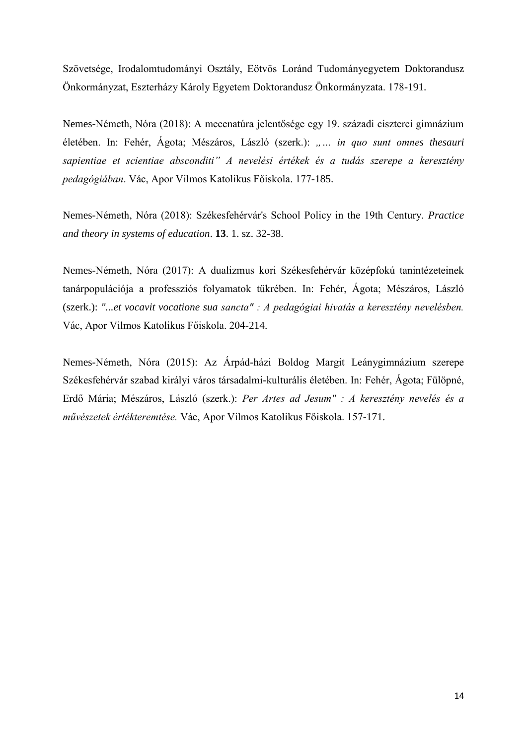Szövetsége, Irodalomtudományi Osztály, Eötvös Loránd Tudományegyetem Doktorandusz Önkormányzat, Eszterházy Károly Egyetem Doktorandusz Önkormányzata. 178-191.

Nemes-Németh, Nóra (2018): A mecenatúra jelentősége egy 19. századi ciszterci gimnázium életében. In: Fehér, Ágota; Mészáros, László (szerk.): *„… in quo sunt omnes thesauri sapientiae et scientiae absconditi" A nevelési értékek és a tudás szerepe a keresztény pedagógiában*. Vác, Apor Vilmos Katolikus Főiskola. 177-185.

Nemes-Németh, Nóra (2018): Székesfehérvár's School Policy in the 19th Century. *Practice and theory in systems of education*. **13**. 1. sz. 32-38.

Nemes-Németh, Nóra (2017): A dualizmus kori Székesfehérvár középfokú tanintézeteinek tanárpopulációja a professziós folyamatok tükrében. In: Fehér, Ágota; Mészáros, László (szerk.): *"...et vocavit vocatione sua sancta" : A pedagógiai hivatás a keresztény nevelésben.* Vác, Apor Vilmos Katolikus Főiskola. 204-214.

Nemes-Németh, Nóra (2015): Az Árpád-házi Boldog Margit Leánygimnázium szerepe Székesfehérvár szabad királyi város társadalmi-kulturális életében. In: Fehér, Ágota; Fülöpné, Erdő Mária; Mészáros, László (szerk.): *Per Artes ad Jesum" : A keresztény nevelés és a művészetek értékteremtése.* Vác, Apor Vilmos Katolikus Főiskola. 157-171.